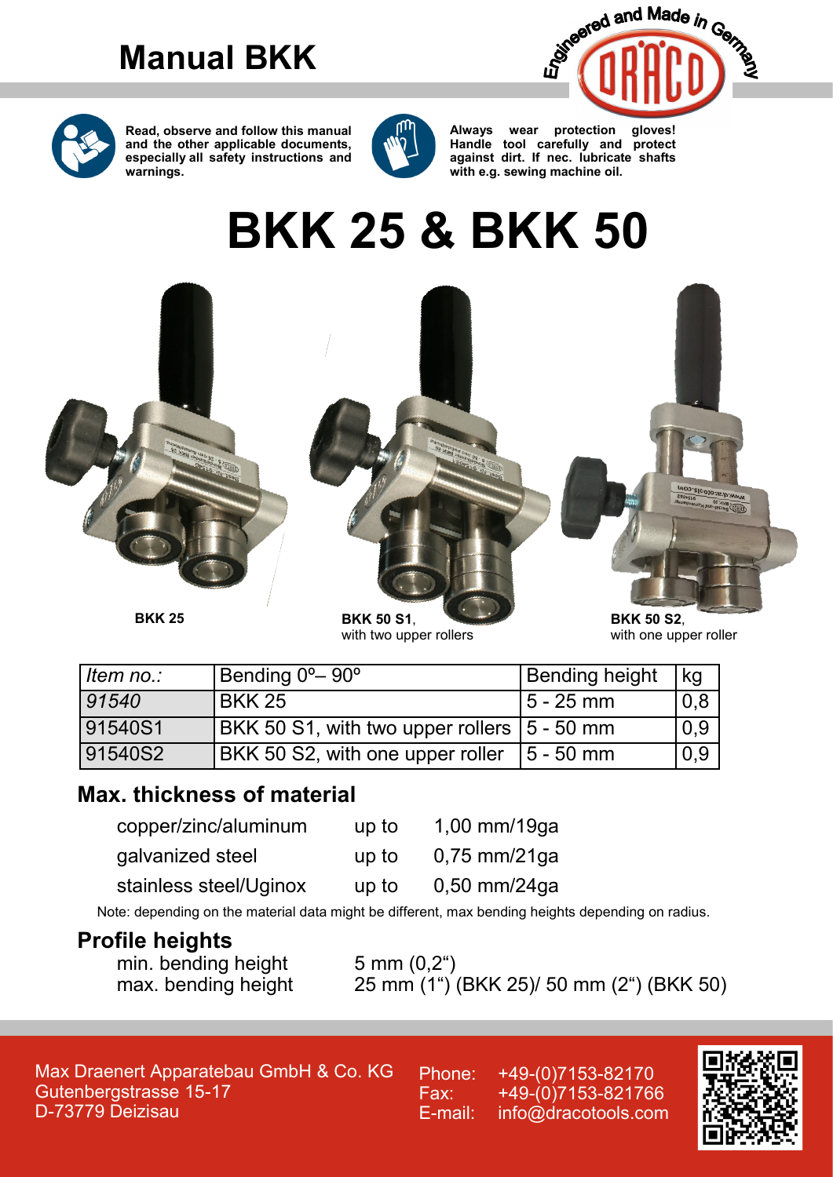# Manual BKK

Engineered and Made in Germany

**Read, observe and follow this manual and the other applicable documents, especially all safety instructions and warnings.**

**Always wear protection gloves! Handle tool carefully and protect against dirt. If nec. lubricate shafts with e.g. sewing machine oil.**

# BKK 25 & BKK 50

**BKK 25**

**BKK 50 S1**, with two upper rollers

**BKK 50 S2**, with one upper roller

| *Item no.:* | Bending 0º– 90º | Bending height | kg |
|---|---|---|---|
| *91540* | BKK 25 | 5 - 25 mm | 0,8 |
| 91540S1 | BKK 50 S1, with two upper rollers | 5 - 50 mm | 0,9 |
| 91540S2 | BKK 50 S2, with one upper roller | 5 - 50 mm | 0,9 |

## Max. thickness of material

| | | |
|---|---|---|
| copper/zinc/aluminum | up to | 1,00 mm/19ga |
| galvanized steel | up to | 0,75 mm/21ga |
| stainless steel/Uginox | up to | 0,50 mm/24ga |

Note: depending on the material data might be different, max bending heights depending on radius.

## Profile heights

min. bending height 5 mm (0,2")
max. bending height 25 mm (1") (BKK 25)/ 50 mm (2") (BKK 50)

Max Draenert Apparatebau GmbH & Co. KG
Gutenbergstrasse 15-17
D-73779 Deizisau

Phone: +49-(0)7153-82170
Fax: +49-(0)7153-821766
E-mail: info@dracotools.com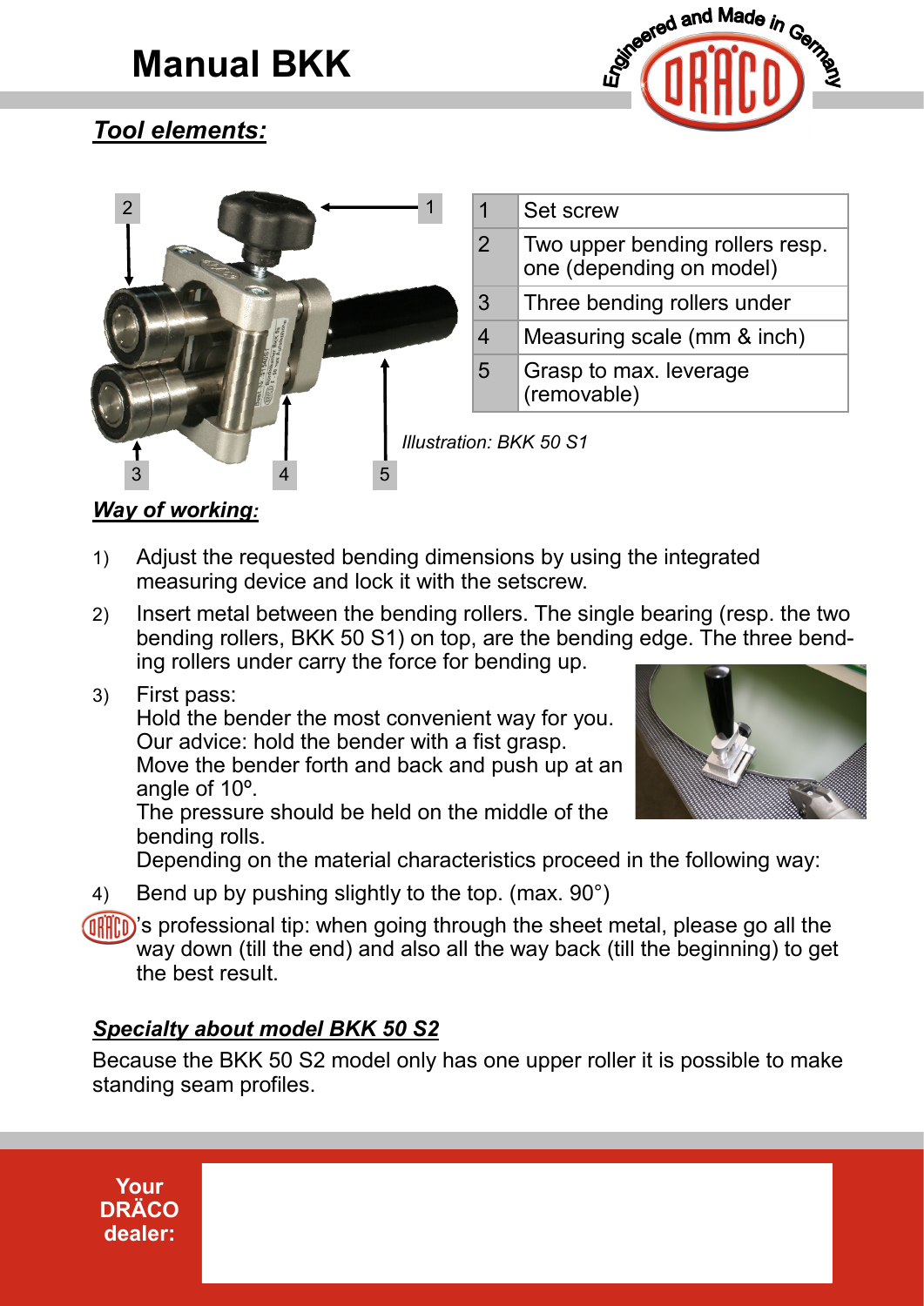# Manual BKK

## *Tool elements:*

2
1
3
4
5

| | |
|---|---|
| 1 | Set screw |
| 2 | Two upper bending rollers resp. one (depending on model) |
| 3 | Three bending rollers under |
| 4 | Measuring scale (mm & inch) |
| 5 | Grasp to max. leverage (removable) |

*Illustration: BKK 50 S1*

## *Way of working:*

1) Adjust the requested bending dimensions by using the integrated measuring device and lock it with the setscrew.
2) Insert metal between the bending rollers. The single bearing (resp. the two bending rollers, BKK 50 S1) on top, are the bending edge. The three bending rollers under carry the force for bending up.
3) First pass:
   Hold the bender the most convenient way for you.
   Our advice: hold the bender with a fist grasp.
   Move the bender forth and back and push up at an angle of 10º.
   The pressure should be held on the middle of the bending rolls.
   Depending on the material characteristics proceed in the following way:
4) Bend up by pushing slightly to the top. (max. 90°)

DRÄCO's professional tip: when going through the sheet metal, please go all the way down (till the end) and also all the way back (till the beginning) to get the best result.

## *Specialty about model BKK 50 S2*

Because the BKK 50 S2 model only has one upper roller it is possible to make standing seam profiles.

**Your DRÄCO dealer:**